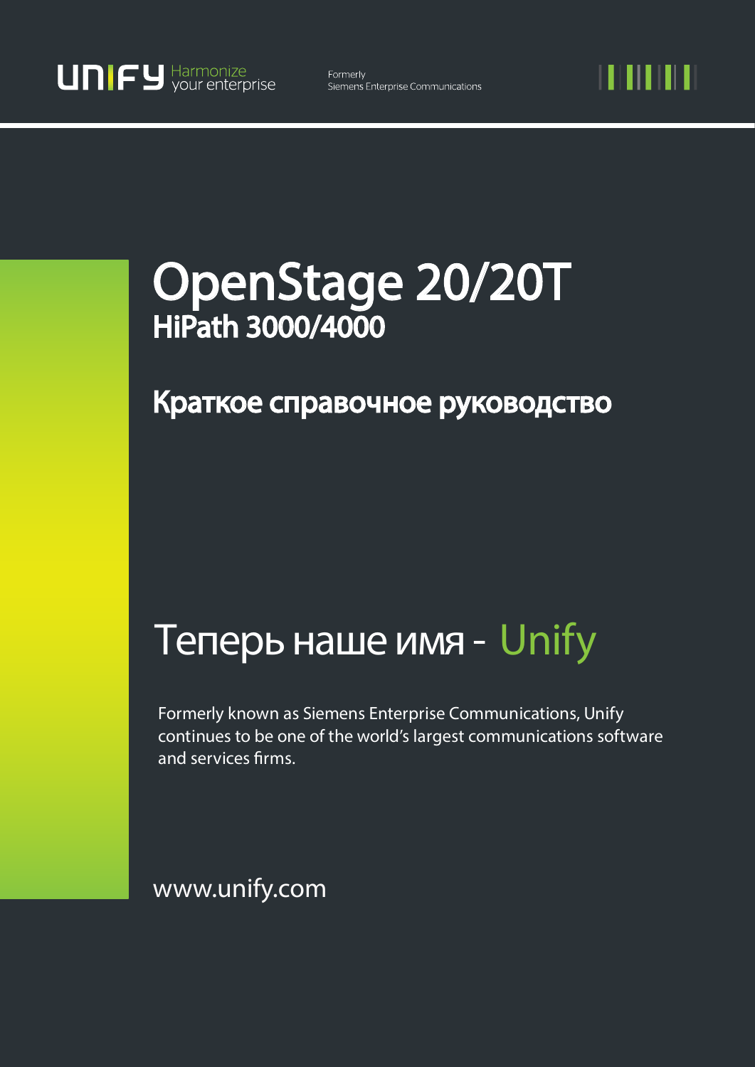UNIFY Harmonize your enterprise

Formerly
Siemens Enterprise Communications

# OpenStage 20/20T
## HiPath 3000/4000

## Краткое справочное руководство

# Теперь наше имя - Unify

Formerly known as Siemens Enterprise Communications, Unify continues to be one of the world's largest communications software and services firms.

www.unify.com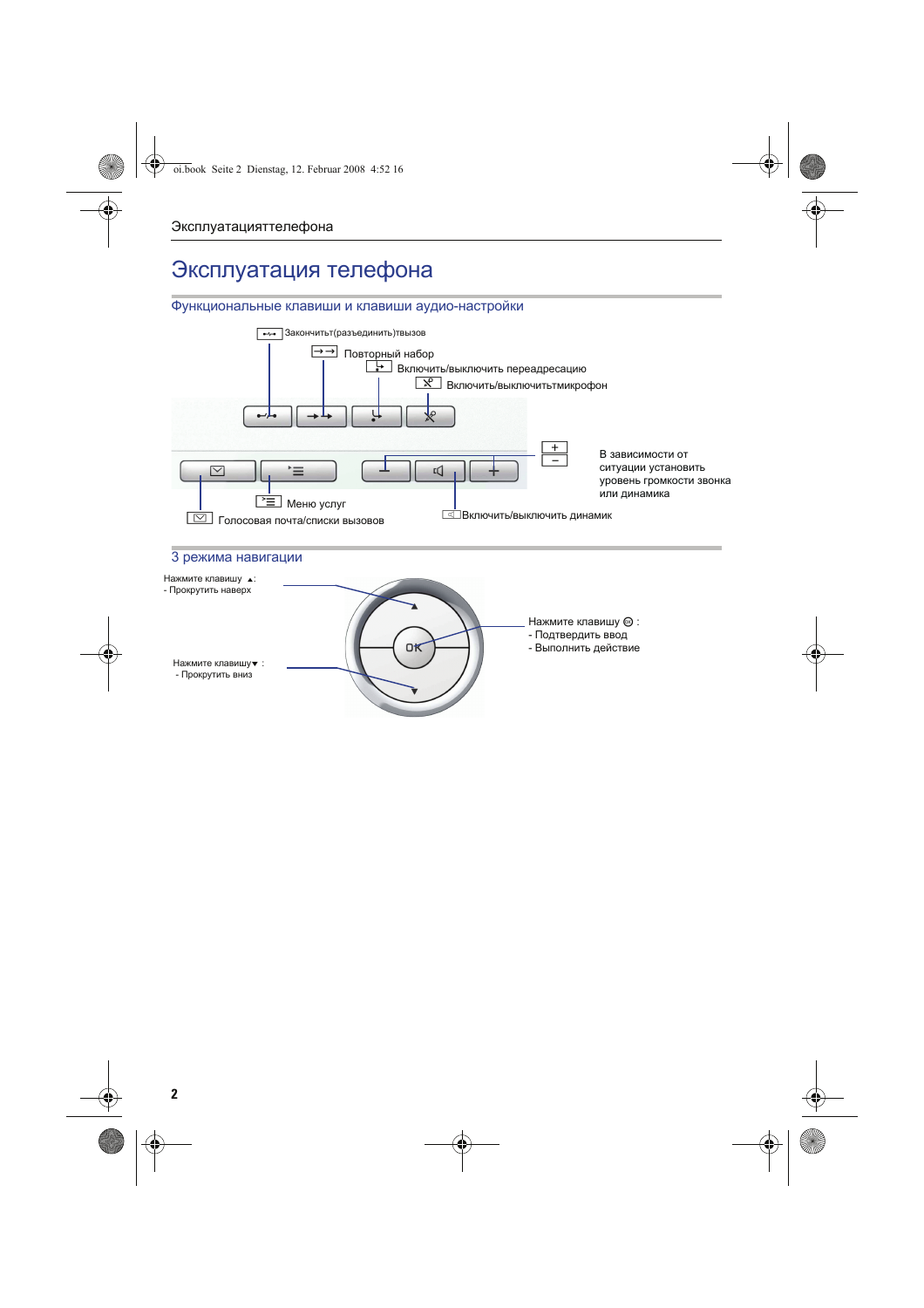# Эксплуатация телефона

## Функциональные клавиши и клавиши аудио-настройки

- Закончитьт(разъединить)твызов
- Повторный набор
- Включить/выключить переадресацию
- Включить/выключитьтмикрофон
- В зависимости от ситуации установить уровень громкости звонка или динамика
- Меню услуг
- Голосовая почта/списки вызовов
- Включить/выключить динамик

## 3 режима навигации

Нажмите клавишу ▲:
- Прокрутить наверх

Нажмите клавишу▼ :
- Прокрутить вниз

Нажмите клавишу OK :
- Подтвердить ввод
- Выполнить действие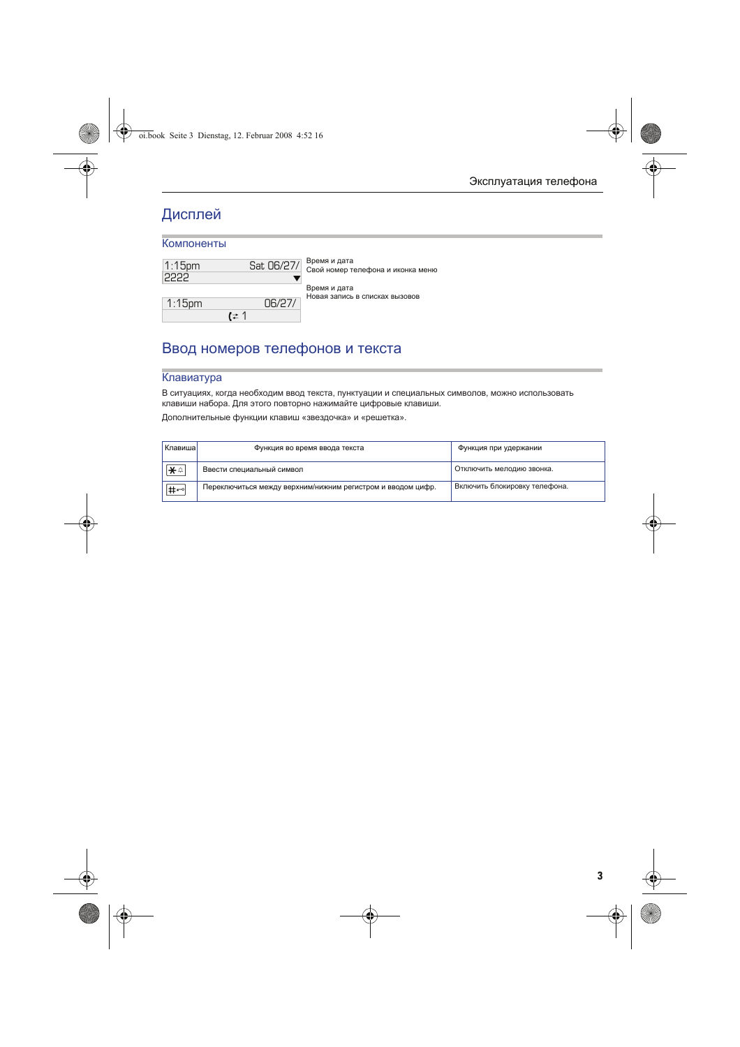# Дисплей

## Компоненты

| Дисплей | Описание |
|---|---|
| 1:15pm Sat 06/27/ | Время и дата |
| 2222 ▼ | Свой номер телефона и иконка меню |
| 1:15pm 06/27/ | Время и дата |
| 1 | Новая запись в списках вызовов |

# Ввод номеров телефонов и текста

## Клавиатура

В ситуациях, когда необходим ввод текста, пунктуации и специальных символов, можно использовать клавиши набора. Для этого повторно нажимайте цифровые клавиши.

Дополнительные функции клавиш «звездочка» и «решетка».

| Клавиша | Функция во время ввода текста | Функция при удержании |
|---|---|---|
| * | Ввести специальный символ | Отключить мелодию звонка. |
| # | Переключиться между верхним/нижним регистром и вводом цифр. | Включить блокировку телефона. |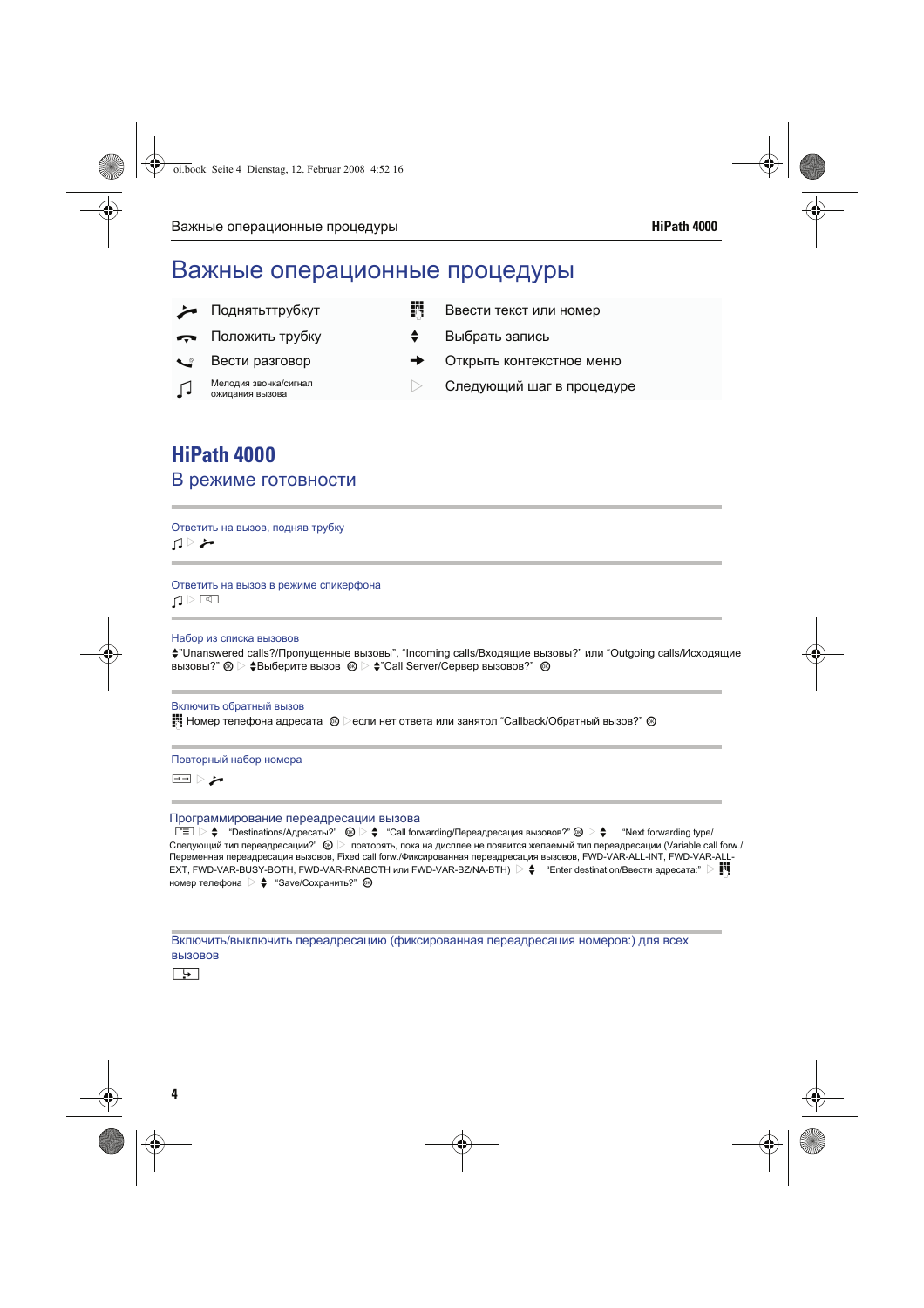# Важные операционные процедуры

| | | | |
|---|---|---|---|
| | Поднятьттрубкут | | Ввести текст или номер |
| | Положить трубку | | Выбрать запись |
| | Вести разговор | | Открыть контекстное меню |
| | Мелодия звонка/сигнал ожидания вызова | ▷ | Следующий шаг в процедуре |

# HiPath 4000

## В режиме готовности

### Ответить на вызов, подняв трубку

▷

### Ответить на вызов в режиме спикерфона

▷

### Набор из списка вызовов

"Unanswered calls?/Пропущенные вызовы", "Incoming calls/Входящие вызовы?" или "Outgoing calls/Исходящие вызовы?" ▷ Выберите вызов ▷ "Call Server/Сервер вызовов?"

### Включить обратный вызов

Номер телефона адресата ▷ если нет ответа или занятол "Callback/Обратный вызов?"

### Повторный набор номера

▷

### Программирование переадресации вызова

▷ "Destinations/Адресаты?" ▷ "Call forwarding/Переадресация вызовов?" ▷ "Next forwarding type/ Следующий тип переадресации?" ▷ повторять, пока на дисплее не появится желаемый тип переадресации (Variable call forw./ Переменная переадресация вызовов, Fixed call forw./Фиксированная переадресация вызовов, FWD-VAR-ALL-INT, FWD-VAR-ALL-EXT, FWD-VAR-BUSY-BOTH, FWD-VAR-RNABOTH или FWD-VAR-BZ/NA-BTH) ▷ "Enter destination/Ввести адресата:" ▷ номер телефона ▷ "Save/Сохранить?"

### Включить/выключить переадресацию (фиксированная переадресация номеров:) для всех вызовов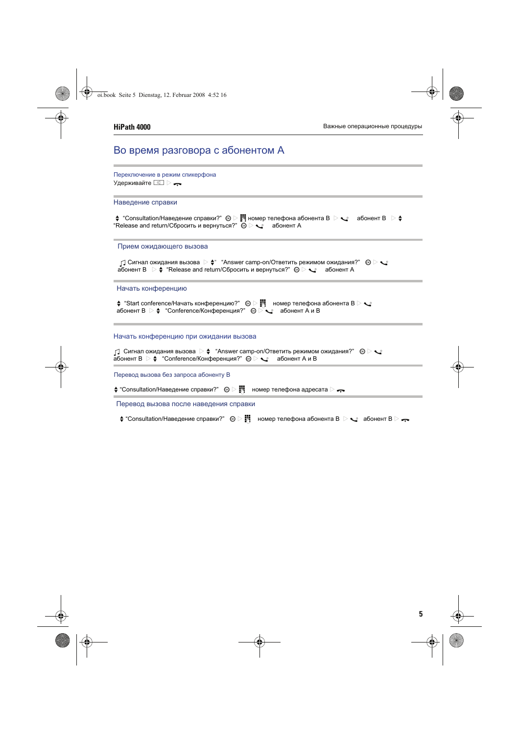# Во время разговора с абонентом А

## Переключение в режим спикерфона

Удерживайте ▷

## Наведение справки

"Consultation/Наведение справки?" ▷ номер телефона абонента В ▷ абонент В ▷ "Release and return/Сбросить и вернуться?" ▷ абонент А

## Прием ожидающего вызова

Сигнал ожидания вызова ▷ "Answer camp-on/Ответить режимом ожидания?" ▷ абонент В ▷ "Release and return/Сбросить и вернуться?" ▷ абонент А

## Начать конференцию

"Start conference/Начать конференцию?" ▷ номер телефона абонента В ▷ абонент В ▷ "Conference/Конференция?" ▷ абонент А и В

## Начать конференцию при ожидании вызова

Сигнал ожидания вызова ▷ "Answer camp-on/Ответить режимом ожидания?" ▷ абонент В ▷ "Conference/Конференция?" ▷ абонент А и В

## Перевод вызова без запроса абоненту В

"Consultation/Наведение справки?" ▷ номер телефона адресата ▷

## Перевод вызова после наведения справки

"Consultation/Наведение справки?" ▷ номер телефона абонента В ▷ абонент В ▷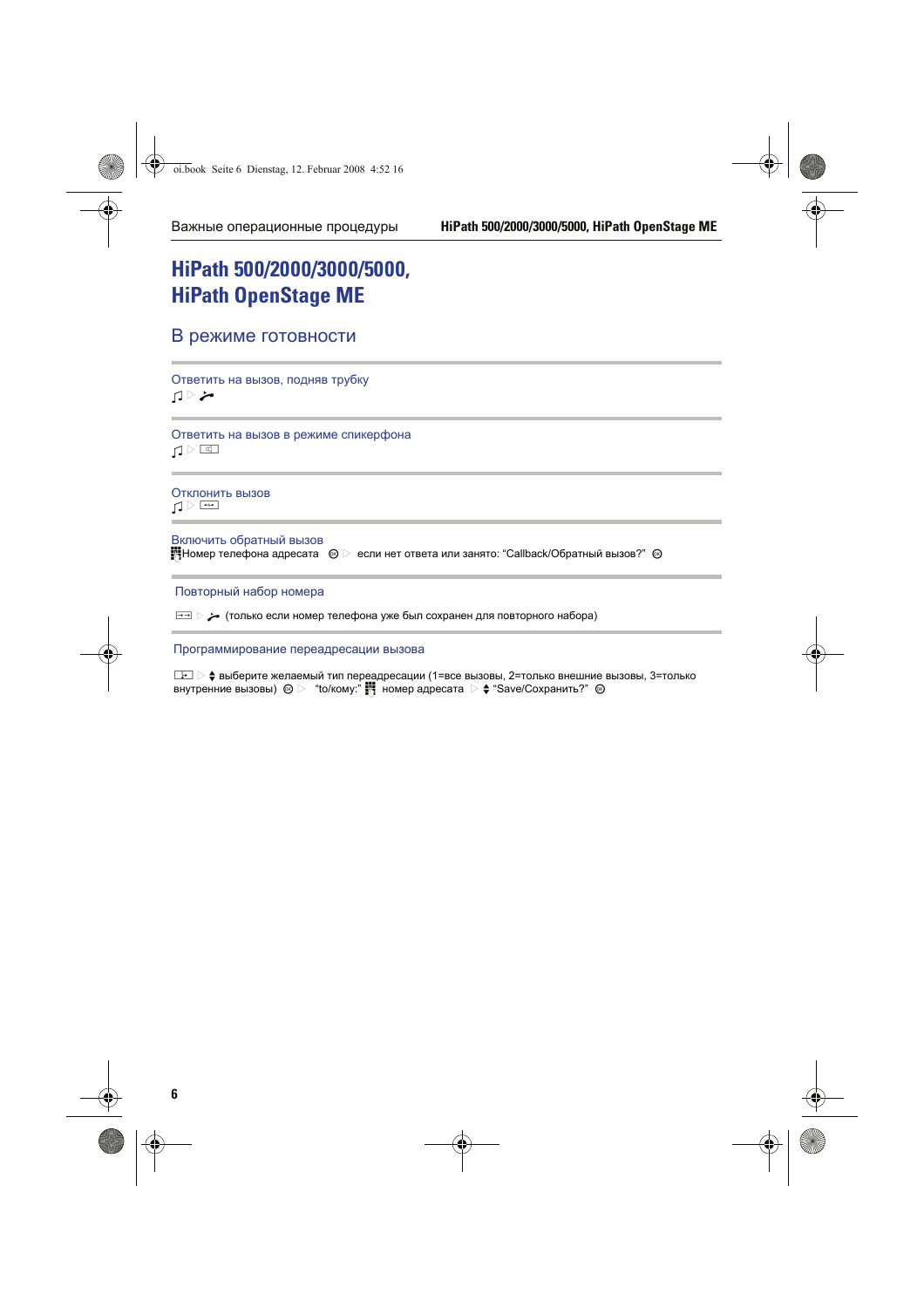# HiPath 500/2000/3000/5000, HiPath OpenStage ME

## В режиме готовности

### Ответить на вызов, подняв трубку

♫ ▷ 

### Ответить на вызов в режиме спикерфона

♫ ▷ 

### Отклонить вызов

♫ ▷ 

### Включить обратный вызов

Номер телефона адресата ▷ если нет ответа или занято: "Callback/Обратный вызов?"

### Повторный набор номера

▷ (только если номер телефона уже был сохранен для повторного набора)

### Программирование переадресации вызова

▷ выберите желаемый тип переадресации (1=все вызовы, 2=только внешние вызовы, 3=только внутренние вызовы) ▷ "to/кому:" номер адресата ▷ "Save/Сохранить?"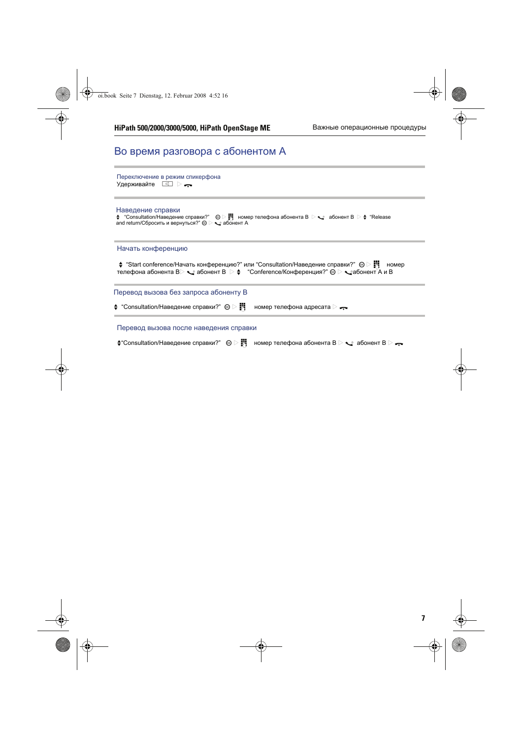# Во время разговора с абонентом A

## Переключение в режим спикерфона

Удерживайте ▷

## Наведение справки

"Consultation/Наведение справки?" ▷ номер телефона абонента B ▷ абонент B ▷ "Release and return/Сбросить и вернуться?" ▷ абонент A

## Начать конференцию

"Start conference/Начать конференцию?" или "Consultation/Наведение справки?" ▷ номер телефона абонента B ▷ абонент B ▷ "Conference/Конференция?" ▷ абонент A и B

## Перевод вызова без запроса абоненту B

"Consultation/Наведение справки?" ▷ номер телефона адресата ▷

## Перевод вызова после наведения справки

"Consultation/Наведение справки?" ▷ номер телефона абонента B ▷ абонент B ▷